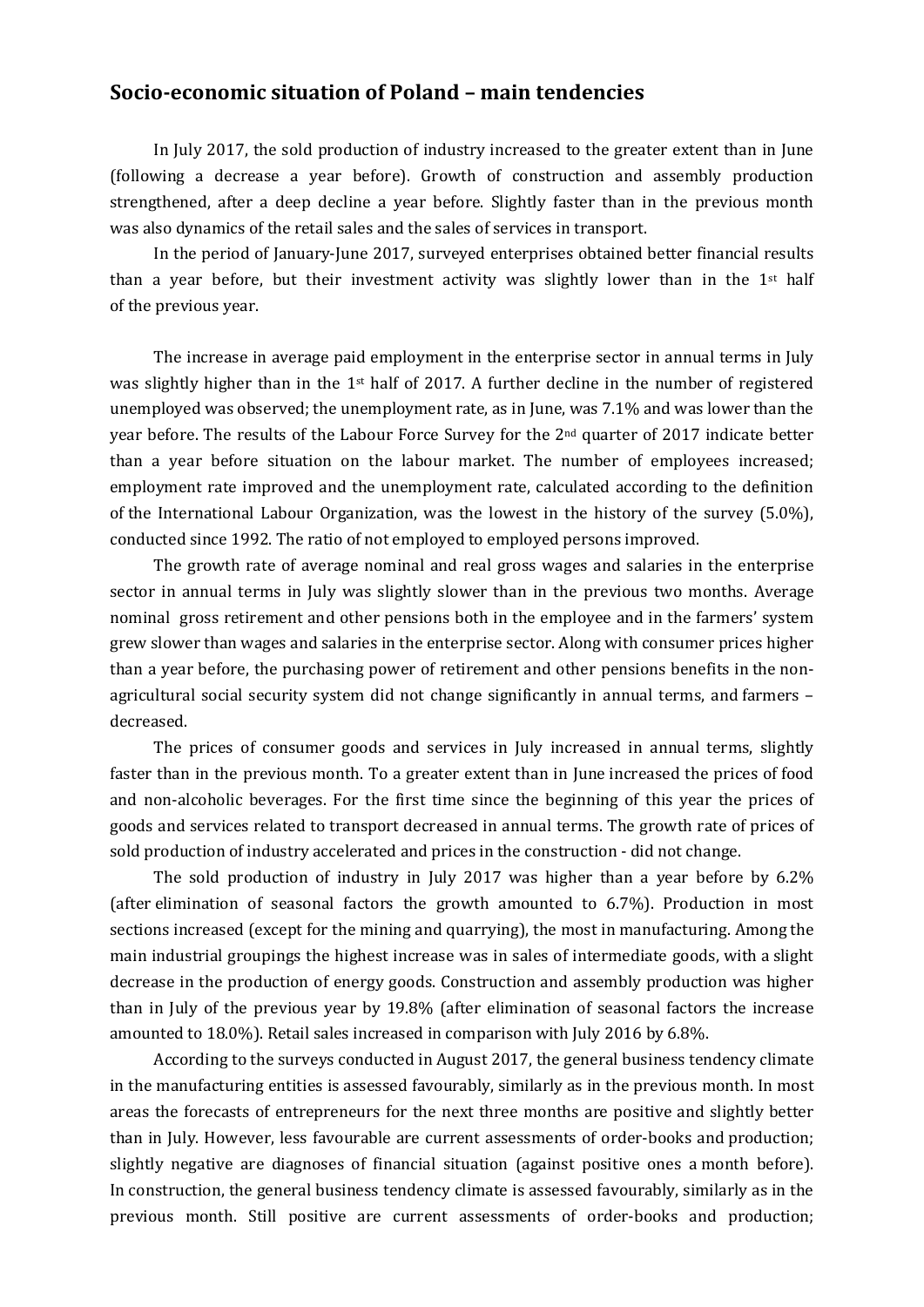## Socio-economic situation of Poland – main tendencies

In July 2017, the sold production of industry increased to the greater extent than in June (following a decrease a year before). Growth of construction and assembly production strengthened, after a deep decline a year before. Slightly faster than in the previous month was also dynamics of the retail sales and the sales of services in transport.

In the period of January-June 2017, surveyed enterprises obtained better financial results than a year before, but their investment activity was slightly lower than in the 1st half of the previous year.

The increase in average paid employment in the enterprise sector in annual terms in July was slightly higher than in the 1st half of 2017. A further decline in the number of registered unemployed was observed; the unemployment rate, as in June, was 7.1% and was lower than the year before. The results of the Labour Force Survey for the 2nd quarter of 2017 indicate better than a year before situation on the labour market. The number of employees increased; employment rate improved and the unemployment rate, calculated according to the definition of the International Labour Organization, was the lowest in the history of the survey (5.0%), conducted since 1992. The ratio of not employed to employed persons improved.

The growth rate of average nominal and real gross wages and salaries in the enterprise sector in annual terms in July was slightly slower than in the previous two months. Average nominal gross retirement and other pensions both in the employee and in the farmers' system grew slower than wages and salaries in the enterprise sector. Along with consumer prices higher than a year before, the purchasing power of retirement and other pensions benefits in the non-agricultural social security system did not change significantly in annual terms, and farmers – decreased.

The prices of consumer goods and services in July increased in annual terms, slightly faster than in the previous month. To a greater extent than in June increased the prices of food and non-alcoholic beverages. For the first time since the beginning of this year the prices of goods and services related to transport decreased in annual terms. The growth rate of prices of sold production of industry accelerated and prices in the construction - did not change.

The sold production of industry in July 2017 was higher than a year before by 6.2% (after elimination of seasonal factors the growth amounted to 6.7%). Production in most sections increased (except for the mining and quarrying), the most in manufacturing. Among the main industrial groupings the highest increase was in sales of intermediate goods, with a slight decrease in the production of energy goods. Construction and assembly production was higher than in July of the previous year by 19.8% (after elimination of seasonal factors the increase amounted to 18.0%). Retail sales increased in comparison with July 2016 by 6.8%.

According to the surveys conducted in August 2017, the general business tendency climate in the manufacturing entities is assessed favourably, similarly as in the previous month. In most areas the forecasts of entrepreneurs for the next three months are positive and slightly better than in July. However, less favourable are current assessments of order-books and production; slightly negative are diagnoses of financial situation (against positive ones a month before). In construction, the general business tendency climate is assessed favourably, similarly as in the previous month. Still positive are current assessments of order-books and production;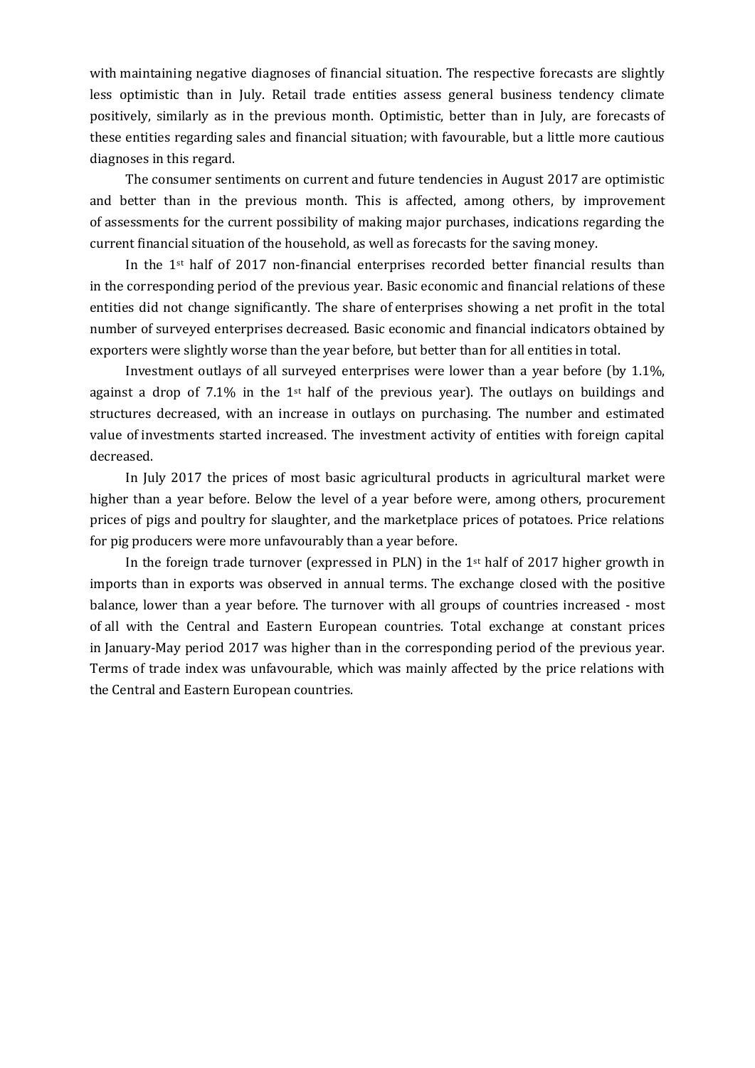with maintaining negative diagnoses of financial situation. The respective forecasts are slightly less optimistic than in July. Retail trade entities assess general business tendency climate positively, similarly as in the previous month. Optimistic, better than in July, are forecasts of these entities regarding sales and financial situation; with favourable, but a little more cautious diagnoses in this regard.

The consumer sentiments on current and future tendencies in August 2017 are optimistic and better than in the previous month. This is affected, among others, by improvement of assessments for the current possibility of making major purchases, indications regarding the current financial situation of the household, as well as forecasts for the saving money.

In the 1st half of 2017 non-financial enterprises recorded better financial results than in the corresponding period of the previous year. Basic economic and financial relations of these entities did not change significantly. The share of enterprises showing a net profit in the total number of surveyed enterprises decreased. Basic economic and financial indicators obtained by exporters were slightly worse than the year before, but better than for all entities in total.

Investment outlays of all surveyed enterprises were lower than a year before (by 1.1%, against a drop of 7.1% in the 1st half of the previous year). The outlays on buildings and structures decreased, with an increase in outlays on purchasing. The number and estimated value of investments started increased. The investment activity of entities with foreign capital decreased.

In July 2017 the prices of most basic agricultural products in agricultural market were higher than a year before. Below the level of a year before were, among others, procurement prices of pigs and poultry for slaughter, and the marketplace prices of potatoes. Price relations for pig producers were more unfavourably than a year before.

In the foreign trade turnover (expressed in PLN) in the 1st half of 2017 higher growth in imports than in exports was observed in annual terms. The exchange closed with the positive balance, lower than a year before. The turnover with all groups of countries increased - most of all with the Central and Eastern European countries. Total exchange at constant prices in January-May period 2017 was higher than in the corresponding period of the previous year. Terms of trade index was unfavourable, which was mainly affected by the price relations with the Central and Eastern European countries.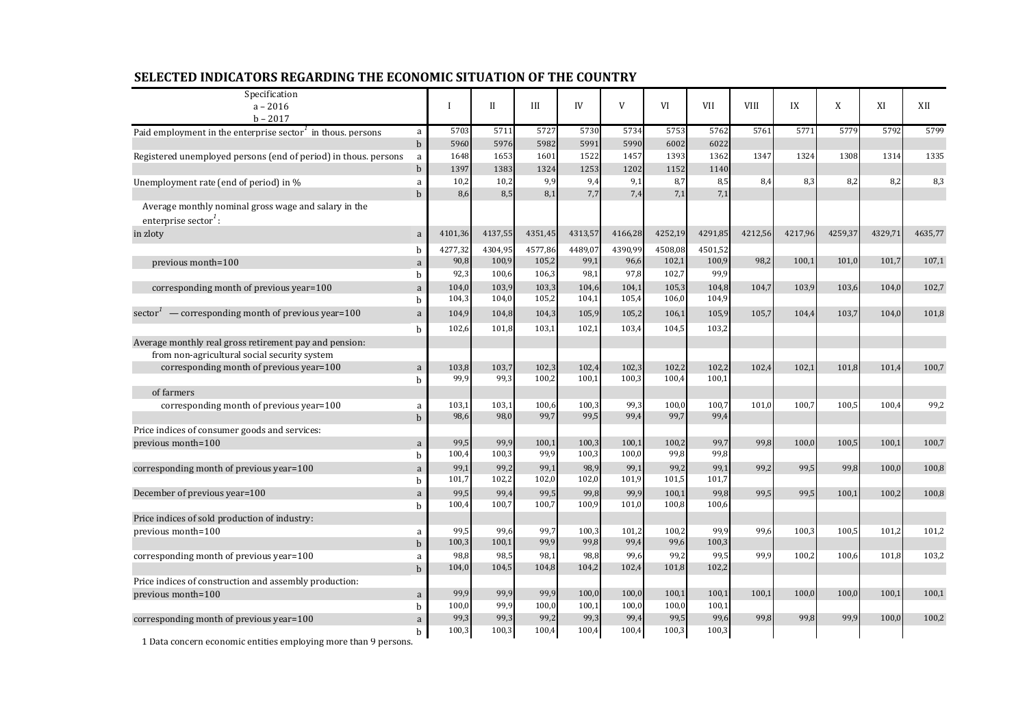## SELECTED INDICATORS REGARDING THE ECONOMIC SITUATION OF THE COUNTRY

| Specification<br>a – 2016<br>b – 2017 | | I | II | III | IV | V | VI | VII | VIII | IX | X | XI | XII |
|---|---|---|---|---|---|---|---|---|---|---|---|---|---|
| Paid employment in the enterprise sector[1] in thous. persons | a | 5703 | 5711 | 5727 | 5730 | 5734 | 5753 | 5762 | 5761 | 5771 | 5779 | 5792 | 5799 |
| | b | 5960 | 5976 | 5982 | 5991 | 5990 | 6002 | 6022 | | | | | |
| Registered unemployed persons (end of period) in thous. persons | a | 1648 | 1653 | 1601 | 1522 | 1457 | 1393 | 1362 | 1347 | 1324 | 1308 | 1314 | 1335 |
| | b | 1397 | 1383 | 1324 | 1253 | 1202 | 1152 | 1140 | | | | | |
| Unemployment rate (end of period) in % | a | 10,2 | 10,2 | 9,9 | 9,4 | 9,1 | 8,7 | 8,5 | 8,4 | 8,3 | 8,2 | 8,2 | 8,3 |
| | b | 8,6 | 8,5 | 8,1 | 7,7 | 7,4 | 7,1 | 7,1 | | | | | |
| Average monthly nominal gross wage and salary in the enterprise sector[1]: | | | | | | | | | | | | | |
| in zloty | a | 4101,36 | 4137,55 | 4351,45 | 4313,57 | 4166,28 | 4252,19 | 4291,85 | 4212,56 | 4217,96 | 4259,37 | 4329,71 | 4635,77 |
| | b | 4277,32 | 4304,95 | 4577,86 | 4489,07 | 4390,99 | 4508,08 | 4501,52 | | | | | |
| previous month=100 | a | 90,8 | 100,9 | 105,2 | 99,1 | 96,6 | 102,1 | 100,9 | 98,2 | 100,1 | 101,0 | 101,7 | 107,1 |
| | b | 92,3 | 100,6 | 106,3 | 98,1 | 97,8 | 102,7 | 99,9 | | | | | |
| corresponding month of previous year=100 | a | 104,0 | 103,9 | 103,3 | 104,6 | 104,1 | 105,3 | 104,8 | 104,7 | 103,9 | 103,6 | 104,0 | 102,7 |
| | b | 104,3 | 104,0 | 105,2 | 104,1 | 105,4 | 106,0 | 104,9 | | | | | |
| sector[1] — corresponding month of previous year=100 | a | 104,9 | 104,8 | 104,3 | 105,9 | 105,2 | 106,1 | 105,9 | 105,7 | 104,4 | 103,7 | 104,0 | 101,8 |
| | b | 102,6 | 101,8 | 103,1 | 102,1 | 103,4 | 104,5 | 103,2 | | | | | |
| Average monthly real gross retirement pay and pension: | | | | | | | | | | | | | |
| from non-agricultural social security system | | | | | | | | | | | | | |
| corresponding month of previous year=100 | a | 103,8 | 103,7 | 102,3 | 102,4 | 102,3 | 102,2 | 102,2 | 102,4 | 102,1 | 101,8 | 101,4 | 100,7 |
| | b | 99,9 | 99,3 | 100,2 | 100,1 | 100,3 | 100,4 | 100,1 | | | | | |
| of farmers | | | | | | | | | | | | | |
| corresponding month of previous year=100 | a | 103,1 | 103,1 | 100,6 | 100,3 | 99,3 | 100,0 | 100,7 | 101,0 | 100,7 | 100,5 | 100,4 | 99,2 |
| | b | 98,6 | 98,0 | 99,7 | 99,5 | 99,4 | 99,7 | 99,4 | | | | | |
| Price indices of consumer goods and services: | | | | | | | | | | | | | |
| previous month=100 | a | 99,5 | 99,9 | 100,1 | 100,3 | 100,1 | 100,2 | 99,7 | 99,8 | 100,0 | 100,5 | 100,1 | 100,7 |
| | b | 100,4 | 100,3 | 99,9 | 100,3 | 100,0 | 99,8 | 99,8 | | | | | |
| corresponding month of previous year=100 | a | 99,1 | 99,2 | 99,1 | 98,9 | 99,1 | 99,2 | 99,1 | 99,2 | 99,5 | 99,8 | 100,0 | 100,8 |
| | b | 101,7 | 102,2 | 102,0 | 102,0 | 101,9 | 101,5 | 101,7 | | | | | |
| December of previous year=100 | a | 99,5 | 99,4 | 99,5 | 99,8 | 99,9 | 100,1 | 99,8 | 99,5 | 99,5 | 100,1 | 100,2 | 100,8 |
| | b | 100,4 | 100,7 | 100,7 | 100,9 | 101,0 | 100,8 | 100,6 | | | | | |
| Price indices of sold production of industry: | | | | | | | | | | | | | |
| previous month=100 | a | 99,5 | 99,6 | 99,7 | 100,3 | 101,2 | 100,2 | 99,9 | 99,6 | 100,3 | 100,5 | 101,2 | 101,2 |
| | b | 100,3 | 100,1 | 99,9 | 99,8 | 99,4 | 99,6 | 100,3 | | | | | |
| corresponding month of previous year=100 | a | 98,8 | 98,5 | 98,1 | 98,8 | 99,6 | 99,2 | 99,5 | 99,9 | 100,2 | 100,6 | 101,8 | 103,2 |
| | b | 104,0 | 104,5 | 104,8 | 104,2 | 102,4 | 101,8 | 102,2 | | | | | |
| Price indices of construction and assembly production: | | | | | | | | | | | | | |
| previous month=100 | a | 99,9 | 99,9 | 99,9 | 100,0 | 100,0 | 100,1 | 100,1 | 100,1 | 100,0 | 100,0 | 100,1 | 100,1 |
| | b | 100,0 | 99,9 | 100,0 | 100,1 | 100,0 | 100,0 | 100,1 | | | | | |
| corresponding month of previous year=100 | a | 99,3 | 99,3 | 99,2 | 99,3 | 99,4 | 99,5 | 99,6 | 99,8 | 99,8 | 99,9 | 100,0 | 100,2 |
| | b | 100,3 | 100,3 | 100,4 | 100,4 | 100,4 | 100,3 | 100,3 | | | | | |

1 Data concern economic entities employing more than 9 persons.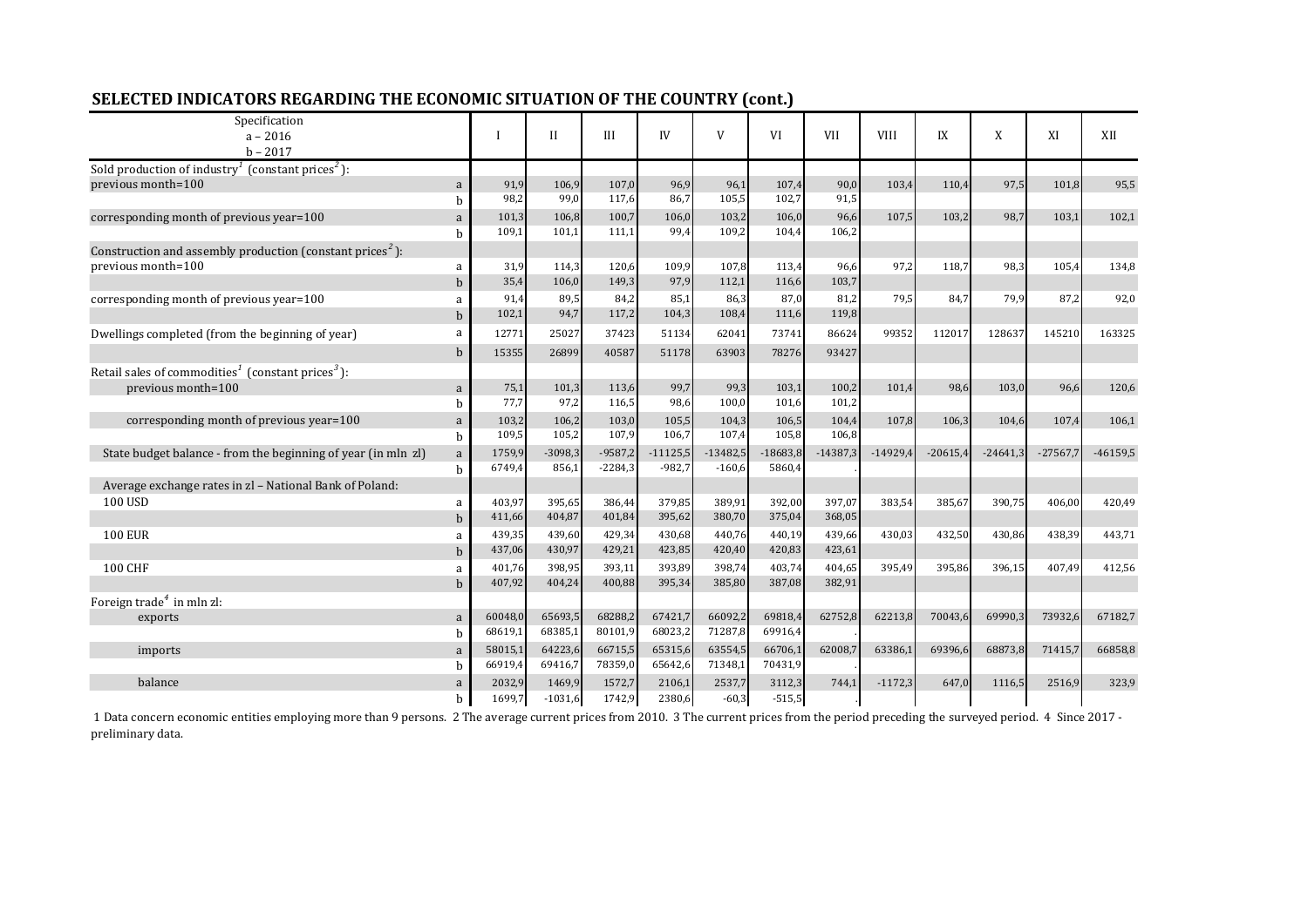## SELECTED INDICATORS REGARDING THE ECONOMIC SITUATION OF THE COUNTRY (cont.)

| Specification a – 2016 b – 2017 | | I | II | III | IV | V | VI | VII | VIII | IX | X | XI | XII |
|---|---|---|---|---|---|---|---|---|---|---|---|---|---|
| Sold production of industry[1] (constant prices[2]): | | | | | | | | | | | | | |
| previous month=100 | a | 91,9 | 106,9 | 107,0 | 96,9 | 96,1 | 107,4 | 90,0 | 103,4 | 110,4 | 97,5 | 101,8 | 95,5 |
| | b | 98,2 | 99,0 | 117,6 | 86,7 | 105,5 | 102,7 | 91,5 | | | | | |
| corresponding month of previous year=100 | a | 101,3 | 106,8 | 100,7 | 106,0 | 103,2 | 106,0 | 96,6 | 107,5 | 103,2 | 98,7 | 103,1 | 102,1 |
| | b | 109,1 | 101,1 | 111,1 | 99,4 | 109,2 | 104,4 | 106,2 | | | | | |
| Construction and assembly production (constant prices[2]): | | | | | | | | | | | | | |
| previous month=100 | a | 31,9 | 114,3 | 120,6 | 109,9 | 107,8 | 113,4 | 96,6 | 97,2 | 118,7 | 98,3 | 105,4 | 134,8 |
| | b | 35,4 | 106,0 | 149,3 | 97,9 | 112,1 | 116,6 | 103,7 | | | | | |
| corresponding month of previous year=100 | a | 91,4 | 89,5 | 84,2 | 85,1 | 86,3 | 87,0 | 81,2 | 79,5 | 84,7 | 79,9 | 87,2 | 92,0 |
| | b | 102,1 | 94,7 | 117,2 | 104,3 | 108,4 | 111,6 | 119,8 | | | | | |
| Dwellings completed (from the beginning of year) | a | 12771 | 25027 | 37423 | 51134 | 62041 | 73741 | 86624 | 99352 | 112017 | 128637 | 145210 | 163325 |
| | b | 15355 | 26899 | 40587 | 51178 | 63903 | 78276 | 93427 | | | | | |
| Retail sales of commodities[1] (constant prices[3]): | | | | | | | | | | | | | |
| previous month=100 | a | 75,1 | 101,3 | 113,6 | 99,7 | 99,3 | 103,1 | 100,2 | 101,4 | 98,6 | 103,0 | 96,6 | 120,6 |
| | b | 77,7 | 97,2 | 116,5 | 98,6 | 100,0 | 101,6 | 101,2 | | | | | |
| corresponding month of previous year=100 | a | 103,2 | 106,2 | 103,0 | 105,5 | 104,3 | 106,5 | 104,4 | 107,8 | 106,3 | 104,6 | 107,4 | 106,1 |
| | b | 109,5 | 105,2 | 107,9 | 106,7 | 107,4 | 105,8 | 106,8 | | | | | |
| State budget balance - from the beginning of year (in mln zl) | a | 1759,9 | -3098,3 | -9587,2 | -11125,5 | -13482,5 | -18683,8 | -14387,3 | -14929,4 | -20615,4 | -24641,3 | -27567,7 | -46159,5 |
| | b | 6749,4 | 856,1 | -2284,3 | -982,7 | -160,6 | 5860,4 | . | | | | | |
| Average exchange rates in zl – National Bank of Poland: | | | | | | | | | | | | | |
| 100 USD | a | 403,97 | 395,65 | 386,44 | 379,85 | 389,91 | 392,00 | 397,07 | 383,54 | 385,67 | 390,75 | 406,00 | 420,49 |
| | b | 411,66 | 404,87 | 401,84 | 395,62 | 380,70 | 375,04 | 368,05 | | | | | |
| 100 EUR | a | 439,35 | 439,60 | 429,34 | 430,68 | 440,76 | 440,19 | 439,66 | 430,03 | 432,50 | 430,86 | 438,39 | 443,71 |
| | b | 437,06 | 430,97 | 429,21 | 423,85 | 420,40 | 420,83 | 423,61 | | | | | |
| 100 CHF | a | 401,76 | 398,95 | 393,11 | 393,89 | 398,74 | 403,74 | 404,65 | 395,49 | 395,86 | 396,15 | 407,49 | 412,56 |
| | b | 407,92 | 404,24 | 400,88 | 395,34 | 385,80 | 387,08 | 382,91 | | | | | |
| Foreign trade[4] in mln zl: | | | | | | | | | | | | | |
| exports | a | 60048,0 | 65693,5 | 68288,2 | 67421,7 | 66092,2 | 69818,4 | 62752,8 | 62213,8 | 70043,6 | 69990,3 | 73932,6 | 67182,7 |
| | b | 68619,1 | 68385,1 | 80101,9 | 68023,2 | 71287,8 | 69916,4 | . | | | | | |
| imports | a | 58015,1 | 64223,6 | 66715,5 | 65315,6 | 63554,5 | 66706,1 | 62008,7 | 63386,1 | 69396,6 | 68873,8 | 71415,7 | 66858,8 |
| | b | 66919,4 | 69416,7 | 78359,0 | 65642,6 | 71348,1 | 70431,9 | . | | | | | |
| balance | a | 2032,9 | 1469,9 | 1572,7 | 2106,1 | 2537,7 | 3112,3 | 744,1 | -1172,3 | 647,0 | 1116,5 | 2516,9 | 323,9 |
| | b | 1699,7 | -1031,6 | 1742,9 | 2380,6 | -60,3 | -515,5 | . | | | | | |

1 Data concern economic entities employing more than 9 persons. 2 The average current prices from 2010. 3 The current prices from the period preceding the surveyed period. 4 Since 2017 - preliminary data.